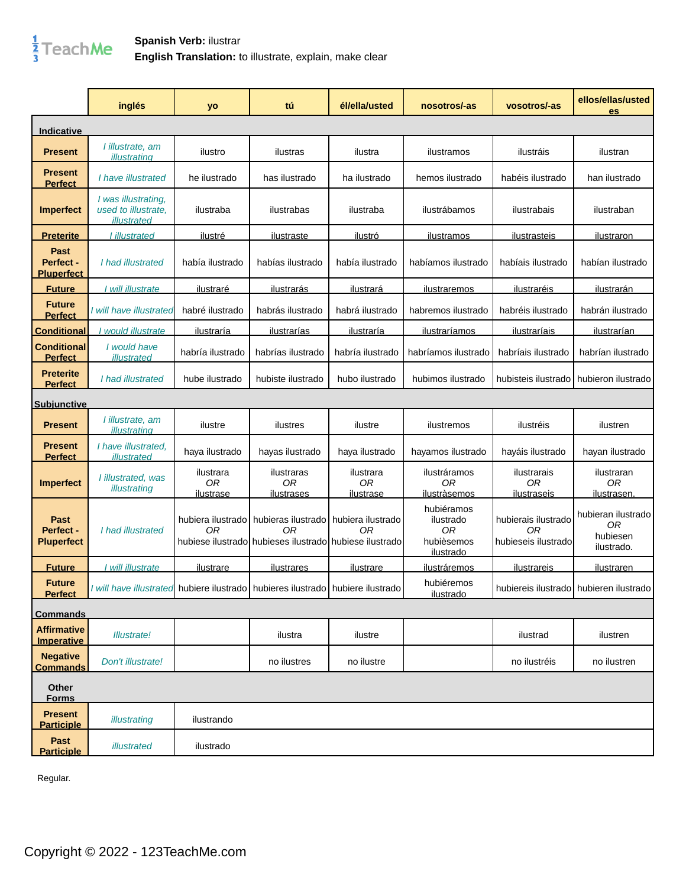**Spanish Verb:** ilustrar
**English Translation:** to illustrate, explain, make clear

| | inglés | yo | tú | él/ella/usted | nosotros/-as | vosotros/-as | ellos/ellas/ustedes |
|---|---|---|---|---|---|---|---|
| **Indicative** | | | | | | | |
| **Present** | *I illustrate, am illustrating* | ilustro | ilustras | ilustra | ilustramos | ilustráis | ilustran |
| **Present Perfect** | *I have illustrated* | he ilustrado | has ilustrado | ha ilustrado | hemos ilustrado | habéis ilustrado | han ilustrado |
| **Imperfect** | *I was illustrating, used to illustrate, illustrated* | ilustraba | ilustrabas | ilustraba | ilustrábamos | ilustrabais | ilustraban |
| **Preterite** | *I illustrated* | ilustré | ilustraste | ilustró | ilustramos | ilustrasteis | ilustraron |
| **Past Perfect - Pluperfect** | *I had illustrated* | había ilustrado | habías ilustrado | había ilustrado | habíamos ilustrado | habíais ilustrado | habían ilustrado |
| **Future** | *I will illustrate* | ilustraré | ilustrarás | ilustrará | ilustraremos | ilustraréis | ilustrarán |
| **Future Perfect** | *I will have illustrated* | habré ilustrado | habrás ilustrado | habrá ilustrado | habremos ilustrado | habréis ilustrado | habrán ilustrado |
| **Conditional** | *I would illustrate* | ilustraría | ilustrarías | ilustraría | ilustraríamos | ilustraríais | ilustrarían |
| **Conditional Perfect** | *I would have illustrated* | habría ilustrado | habrías ilustrado | habría ilustrado | habríamos ilustrado | habríais ilustrado | habrían ilustrado |
| **Preterite Perfect** | *I had illustrated* | hube ilustrado | hubiste ilustrado | hubo ilustrado | hubimos ilustrado | hubisteis ilustrado | hubieron ilustrado |
| **Subjunctive** | | | | | | | |
| **Present** | *I illustrate, am illustrating* | ilustre | ilustres | ilustre | ilustremos | ilustréis | ilustren |
| **Present Perfect** | *I have illustrated, illustrated* | haya ilustrado | hayas ilustrado | haya ilustrado | hayamos ilustrado | hayáis ilustrado | hayan ilustrado |
| **Imperfect** | *I illustrated, was illustrating* | ilustrara *OR* ilustrase | ilustraras *OR* ilustrases | ilustrara *OR* ilustrase | ilustráramos *OR* ilustràsemos | ilustrarais *OR* ilustraseis | ilustraran *OR* ilustrasen. |
| **Past Perfect - Pluperfect** | *I had illustrated* | hubiera ilustrado *OR* hubiese ilustrado | hubieras ilustrado *OR* hubieses ilustrado | hubiera ilustrado *OR* hubiese ilustrado | hubiéramos ilustrado *OR* hubièsemos ilustrado | hubierais ilustrado *OR* hubieseis ilustrado | hubieran ilustrado *OR* hubiesen ilustrado. |
| **Future** | *I will illustrate* | ilustrare | ilustrares | ilustrare | ilustráremos | ilustrareis | ilustraren |
| **Future Perfect** | *I will have illustrated* | hubiere ilustrado | hubieres ilustrado | hubiere ilustrado | hubiéremos ilustrado | hubiereis ilustrado | hubieren ilustrado |
| **Commands** | | | | | | | |
| **Affirmative Imperative** | *Illustrate!* | | ilustra | ilustre | | ilustrad | ilustren |
| **Negative Commands** | *Don't illustrate!* | | no ilustres | no ilustre | | no ilustréis | no ilustren |
| **Other Forms** | | | | | | | |
| **Present Participle** | *illustrating* | ilustrando | | | | | |
| **Past Participle** | *illustrated* | ilustrado | | | | | |

Regular.

Copyright © 2022 - 123TeachMe.com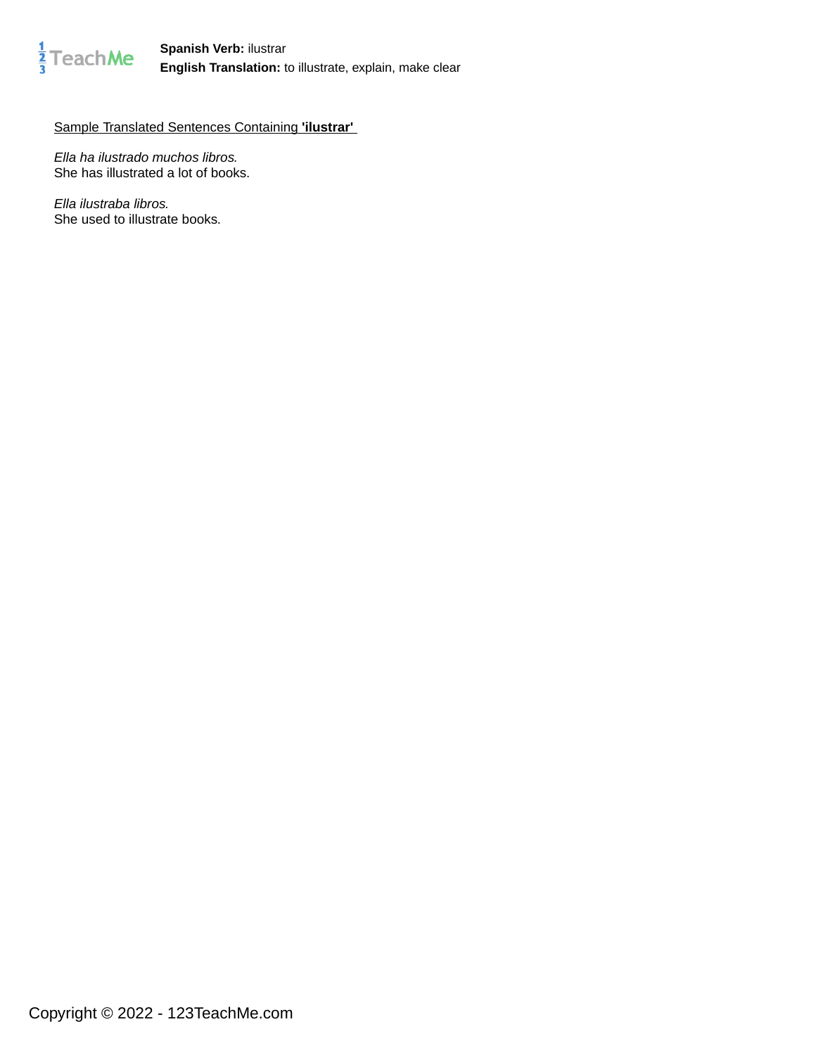**Spanish Verb:** ilustrar
**English Translation:** to illustrate, explain, make clear

Sample Translated Sentences Containing **'ilustrar'**

*Ella ha ilustrado muchos libros.*
She has illustrated a lot of books.

*Ella ilustraba libros.*
She used to illustrate books.

Copyright © 2022 - 123TeachMe.com